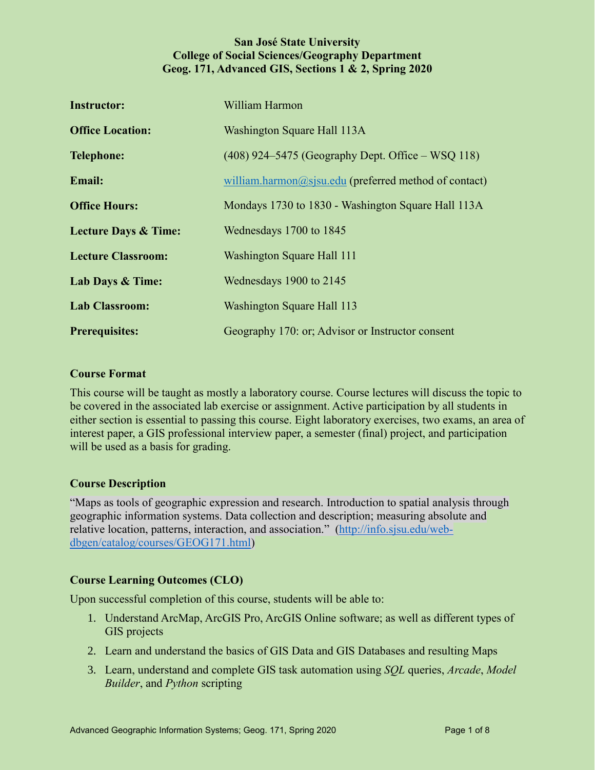**San José State University**
**College of Social Sciences/Geography Department**
**Geog. 171, Advanced GIS, Sections 1 & 2, Spring 2020**

| | |
|---|---|
| **Instructor:** | William Harmon |
| **Office Location:** | Washington Square Hall 113A |
| **Telephone:** | (408) 924–5475 (Geography Dept. Office – WSQ 118) |
| **Email:** | william.harmon@sjsu.edu (preferred method of contact) |
| **Office Hours:** | Mondays 1730 to 1830 - Washington Square Hall 113A |
| **Lecture Days & Time:** | Wednesdays 1700 to 1845 |
| **Lecture Classroom:** | Washington Square Hall 111 |
| **Lab Days & Time:** | Wednesdays 1900 to 2145 |
| **Lab Classroom:** | Washington Square Hall 113 |
| **Prerequisites:** | Geography 170: or; Advisor or Instructor consent |

## Course Format

This course will be taught as mostly a laboratory course. Course lectures will discuss the topic to be covered in the associated lab exercise or assignment. Active participation by all students in either section is essential to passing this course. Eight laboratory exercises, two exams, an area of interest paper, a GIS professional interview paper, a semester (final) project, and participation will be used as a basis for grading.

## Course Description

"Maps as tools of geographic expression and research. Introduction to spatial analysis through geographic information systems. Data collection and description; measuring absolute and relative location, patterns, interaction, and association." (http://info.sjsu.edu/web-dbgen/catalog/courses/GEOG171.html)

## Course Learning Outcomes (CLO)

Upon successful completion of this course, students will be able to:

1. Understand ArcMap, ArcGIS Pro, ArcGIS Online software; as well as different types of GIS projects
2. Learn and understand the basics of GIS Data and GIS Databases and resulting Maps
3. Learn, understand and complete GIS task automation using *SQL* queries, *Arcade*, *Model Builder*, and *Python* scripting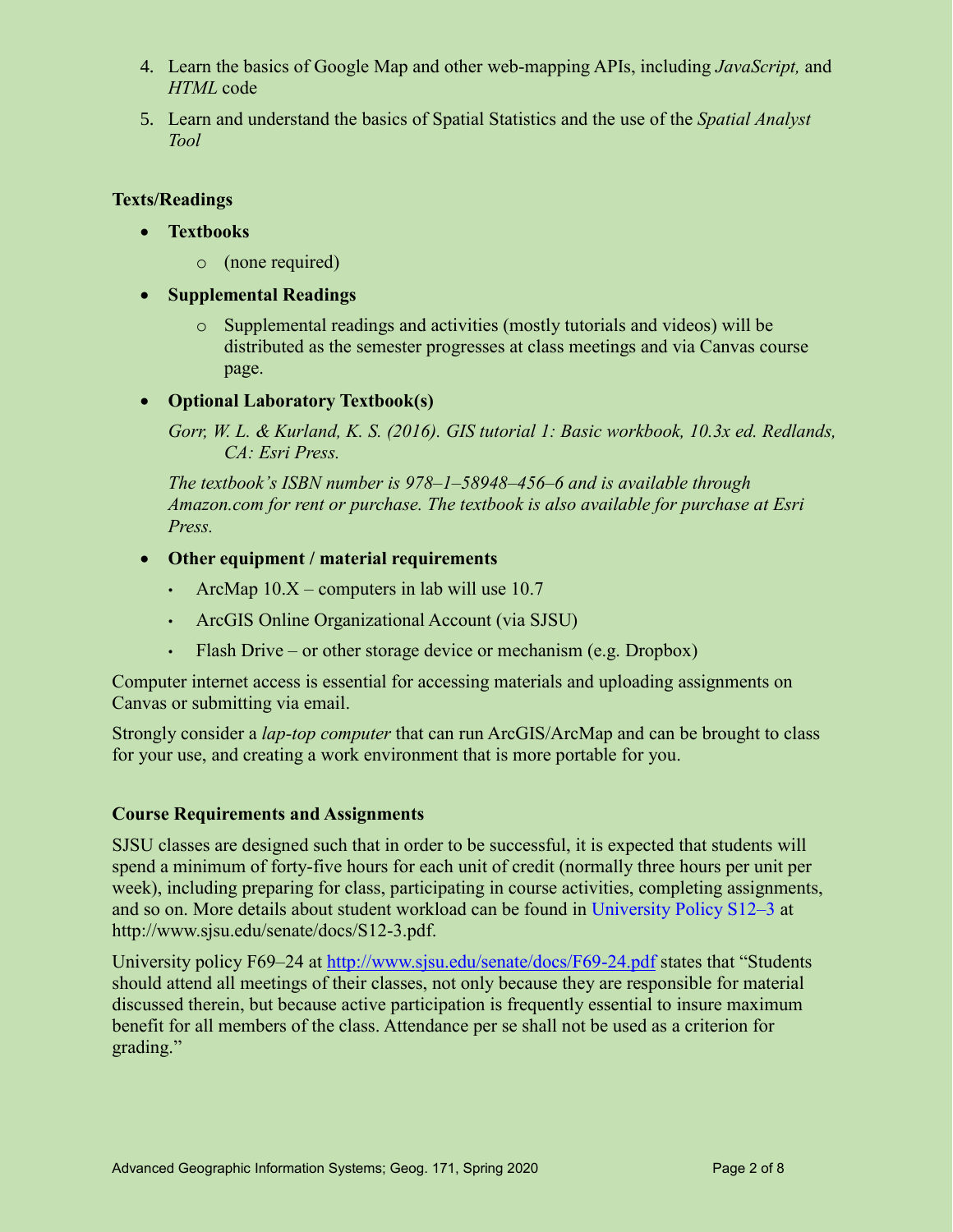4. Learn the basics of Google Map and other web-mapping APIs, including *JavaScript,* and *HTML* code
5. Learn and understand the basics of Spatial Statistics and the use of the *Spatial Analyst Tool*

### Texts/Readings

- **Textbooks**
  - (none required)
- **Supplemental Readings**
  - Supplemental readings and activities (mostly tutorials and videos) will be distributed as the semester progresses at class meetings and via Canvas course page.
- **Optional Laboratory Textbook(s)**

  *Gorr, W. L. & Kurland, K. S. (2016). GIS tutorial 1: Basic workbook, 10.3x ed. Redlands, CA: Esri Press.*

  *The textbook's ISBN number is 978–1–58948–456–6 and is available through Amazon.com for rent or purchase. The textbook is also available for purchase at Esri Press.*
- **Other equipment / material requirements**
  - ArcMap 10.X – computers in lab will use 10.7
  - ArcGIS Online Organizational Account (via SJSU)
  - Flash Drive – or other storage device or mechanism (e.g. Dropbox)

Computer internet access is essential for accessing materials and uploading assignments on Canvas or submitting via email.

Strongly consider a *lap-top computer* that can run ArcGIS/ArcMap and can be brought to class for your use, and creating a work environment that is more portable for you.

### Course Requirements and Assignments

SJSU classes are designed such that in order to be successful, it is expected that students will spend a minimum of forty-five hours for each unit of credit (normally three hours per unit per week), including preparing for class, participating in course activities, completing assignments, and so on. More details about student workload can be found in University Policy S12–3 at http://www.sjsu.edu/senate/docs/S12-3.pdf.

University policy F69–24 at http://www.sjsu.edu/senate/docs/F69-24.pdf states that "Students should attend all meetings of their classes, not only because they are responsible for material discussed therein, but because active participation is frequently essential to insure maximum benefit for all members of the class. Attendance per se shall not be used as a criterion for grading."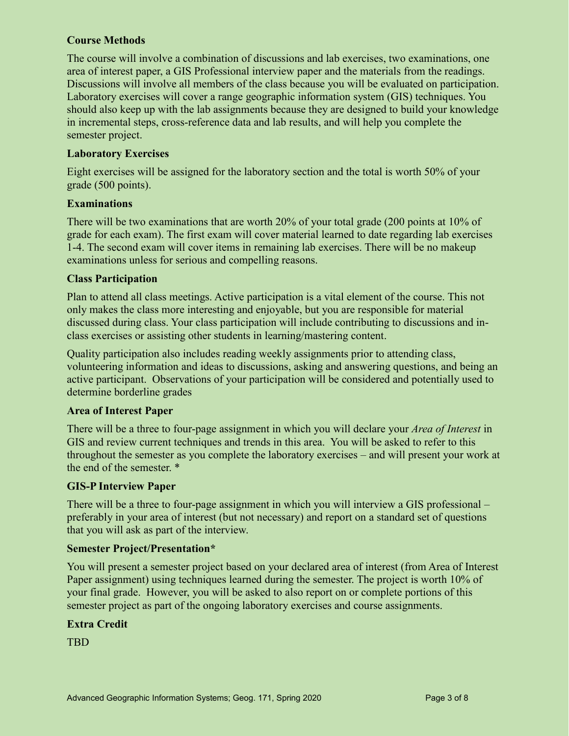### Course Methods

The course will involve a combination of discussions and lab exercises, two examinations, one area of interest paper, a GIS Professional interview paper and the materials from the readings. Discussions will involve all members of the class because you will be evaluated on participation. Laboratory exercises will cover a range geographic information system (GIS) techniques. You should also keep up with the lab assignments because they are designed to build your knowledge in incremental steps, cross-reference data and lab results, and will help you complete the semester project.

### Laboratory Exercises

Eight exercises will be assigned for the laboratory section and the total is worth 50% of your grade (500 points).

### Examinations

There will be two examinations that are worth 20% of your total grade (200 points at 10% of grade for each exam). The first exam will cover material learned to date regarding lab exercises 1-4. The second exam will cover items in remaining lab exercises. There will be no makeup examinations unless for serious and compelling reasons.

### Class Participation

Plan to attend all class meetings. Active participation is a vital element of the course. This not only makes the class more interesting and enjoyable, but you are responsible for material discussed during class. Your class participation will include contributing to discussions and in-class exercises or assisting other students in learning/mastering content.

Quality participation also includes reading weekly assignments prior to attending class, volunteering information and ideas to discussions, asking and answering questions, and being an active participant. Observations of your participation will be considered and potentially used to determine borderline grades

### Area of Interest Paper

There will be a three to four-page assignment in which you will declare your *Area of Interest* in GIS and review current techniques and trends in this area. You will be asked to refer to this throughout the semester as you complete the laboratory exercises – and will present your work at the end of the semester. *

### GIS-P Interview Paper

There will be a three to four-page assignment in which you will interview a GIS professional – preferably in your area of interest (but not necessary) and report on a standard set of questions that you will ask as part of the interview.

### Semester Project/Presentation*

You will present a semester project based on your declared area of interest (from Area of Interest Paper assignment) using techniques learned during the semester. The project is worth 10% of your final grade. However, you will be asked to also report on or complete portions of this semester project as part of the ongoing laboratory exercises and course assignments.

### Extra Credit

TBD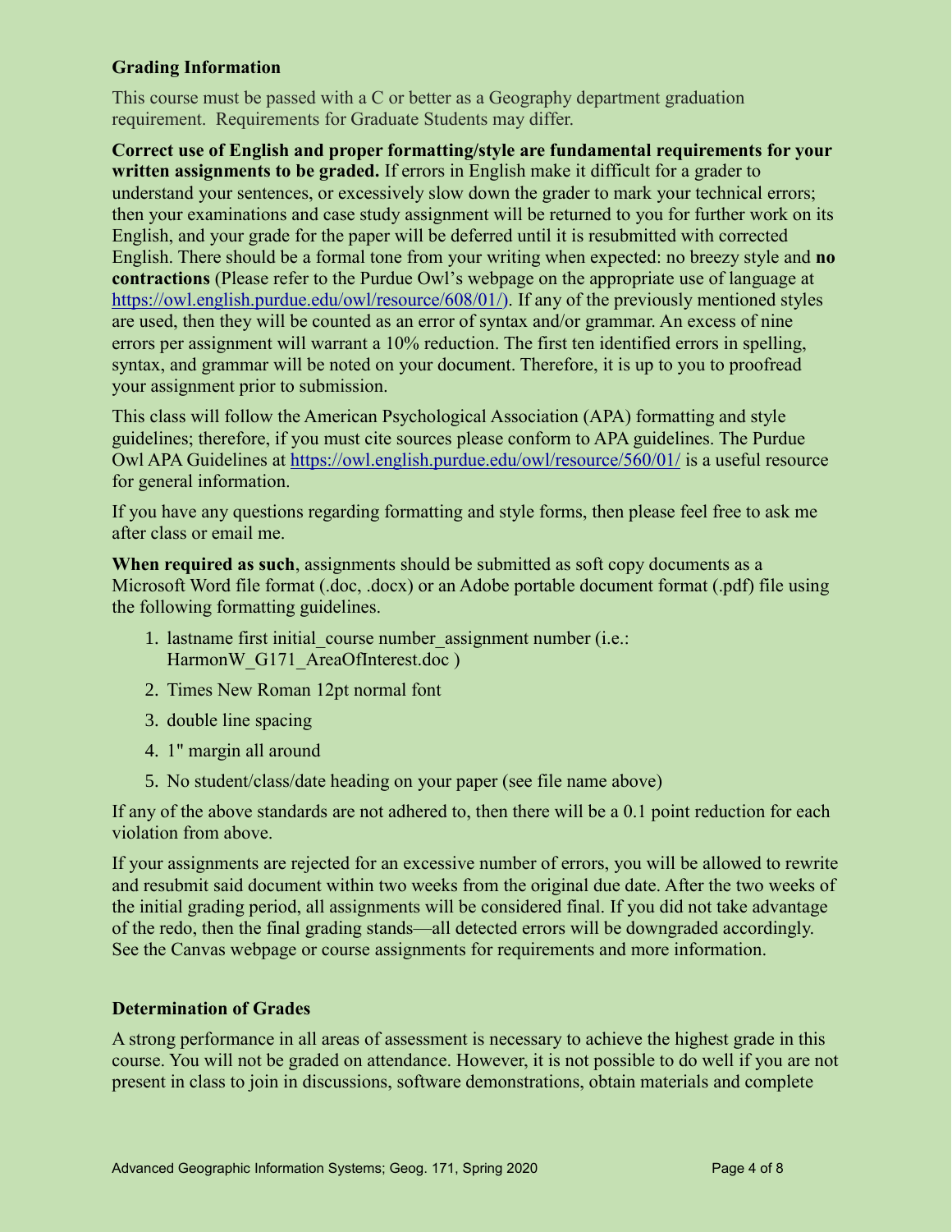### Grading Information

This course must be passed with a C or better as a Geography department graduation requirement. Requirements for Graduate Students may differ.

**Correct use of English and proper formatting/style are fundamental requirements for your written assignments to be graded.** If errors in English make it difficult for a grader to understand your sentences, or excessively slow down the grader to mark your technical errors; then your examinations and case study assignment will be returned to you for further work on its English, and your grade for the paper will be deferred until it is resubmitted with corrected English. There should be a formal tone from your writing when expected: no breezy style and **no contractions** (Please refer to the Purdue Owl's webpage on the appropriate use of language at https://owl.english.purdue.edu/owl/resource/608/01/). If any of the previously mentioned styles are used, then they will be counted as an error of syntax and/or grammar. An excess of nine errors per assignment will warrant a 10% reduction. The first ten identified errors in spelling, syntax, and grammar will be noted on your document. Therefore, it is up to you to proofread your assignment prior to submission.

This class will follow the American Psychological Association (APA) formatting and style guidelines; therefore, if you must cite sources please conform to APA guidelines. The Purdue Owl APA Guidelines at https://owl.english.purdue.edu/owl/resource/560/01/ is a useful resource for general information.

If you have any questions regarding formatting and style forms, then please feel free to ask me after class or email me.

**When required as such**, assignments should be submitted as soft copy documents as a Microsoft Word file format (.doc, .docx) or an Adobe portable document format (.pdf) file using the following formatting guidelines.

1. lastname first initial_course number_assignment number (i.e.: HarmonW_G171_AreaOfInterest.doc )
2. Times New Roman 12pt normal font
3. double line spacing
4. 1" margin all around
5. No student/class/date heading on your paper (see file name above)

If any of the above standards are not adhered to, then there will be a 0.1 point reduction for each violation from above.

If your assignments are rejected for an excessive number of errors, you will be allowed to rewrite and resubmit said document within two weeks from the original due date. After the two weeks of the initial grading period, all assignments will be considered final. If you did not take advantage of the redo, then the final grading stands—all detected errors will be downgraded accordingly. See the Canvas webpage or course assignments for requirements and more information.

### Determination of Grades

A strong performance in all areas of assessment is necessary to achieve the highest grade in this course. You will not be graded on attendance. However, it is not possible to do well if you are not present in class to join in discussions, software demonstrations, obtain materials and complete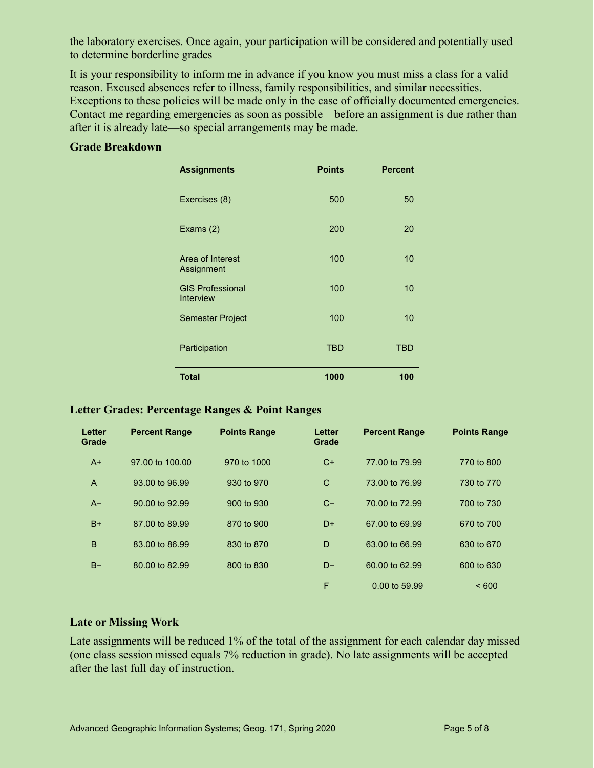the laboratory exercises. Once again, your participation will be considered and potentially used to determine borderline grades

It is your responsibility to inform me in advance if you know you must miss a class for a valid reason. Excused absences refer to illness, family responsibilities, and similar necessities. Exceptions to these policies will be made only in the case of officially documented emergencies. Contact me regarding emergencies as soon as possible—before an assignment is due rather than after it is already late—so special arrangements may be made.

### Grade Breakdown

| Assignments | Points | Percent |
|---|---|---|
| Exercises (8) | 500 | 50 |
| Exams (2) | 200 | 20 |
| Area of Interest Assignment | 100 | 10 |
| GIS Professional Interview | 100 | 10 |
| Semester Project | 100 | 10 |
| Participation | TBD | TBD |
| **Total** | **1000** | **100** |

### Letter Grades: Percentage Ranges & Point Ranges

| Letter Grade | Percent Range | Points Range | Letter Grade | Percent Range | Points Range |
|---|---|---|---|---|---|
| A+ | 97.00 to 100.00 | 970 to 1000 | C+ | 77.00 to 79.99 | 770 to 800 |
| A | 93.00 to 96.99 | 930 to 970 | C | 73.00 to 76.99 | 730 to 770 |
| A− | 90.00 to 92.99 | 900 to 930 | C− | 70.00 to 72.99 | 700 to 730 |
| B+ | 87.00 to 89.99 | 870 to 900 | D+ | 67.00 to 69.99 | 670 to 700 |
| B | 83.00 to 86.99 | 830 to 870 | D | 63.00 to 66.99 | 630 to 670 |
| B− | 80.00 to 82.99 | 800 to 830 | D− | 60.00 to 62.99 | 600 to 630 |
| | | | F | 0.00 to 59.99 | < 600 |

### Late or Missing Work

Late assignments will be reduced 1% of the total of the assignment for each calendar day missed (one class session missed equals 7% reduction in grade). No late assignments will be accepted after the last full day of instruction.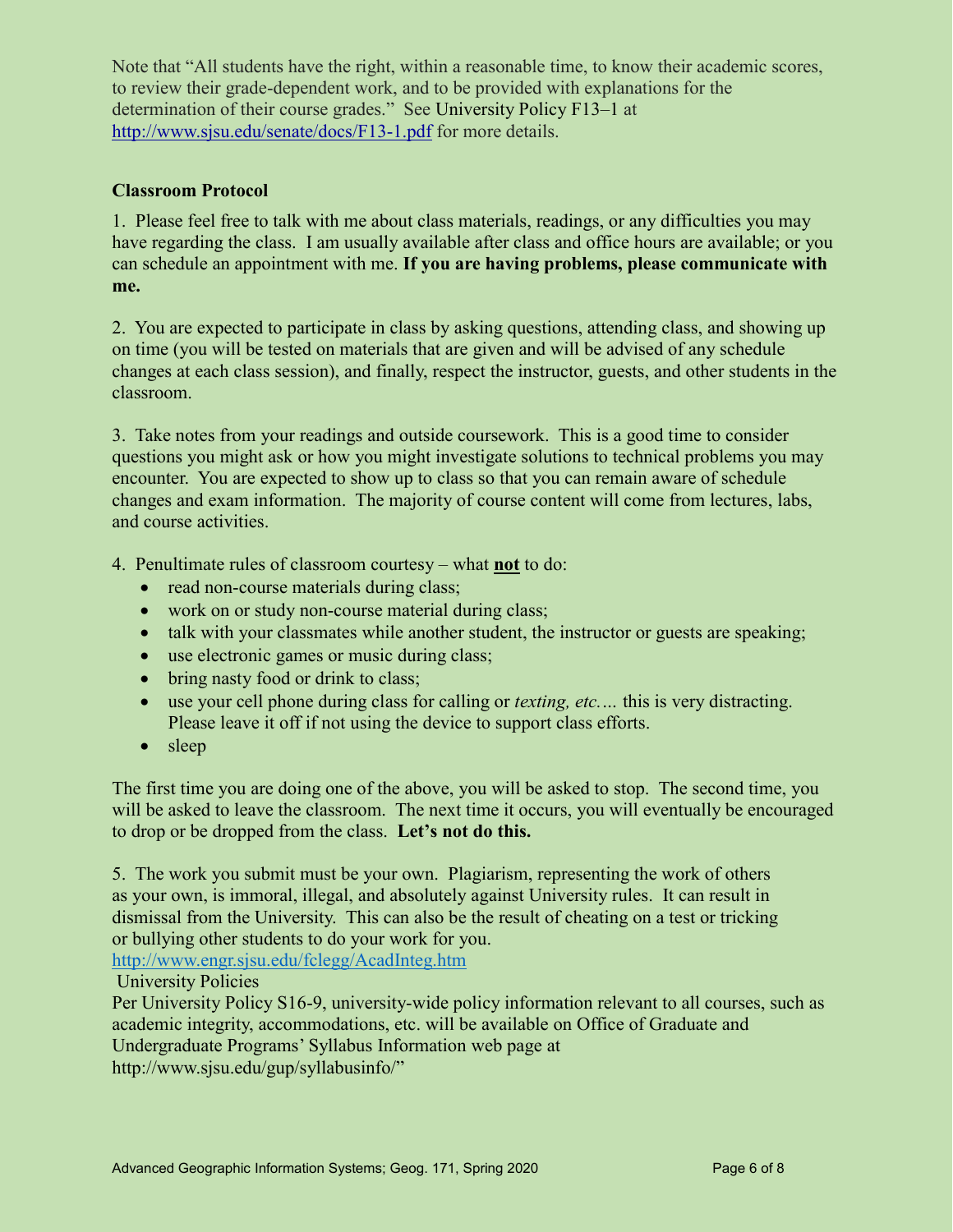Note that "All students have the right, within a reasonable time, to know their academic scores, to review their grade-dependent work, and to be provided with explanations for the determination of their course grades." See University Policy F13–1 at [http://www.sjsu.edu/senate/docs/F13-1.pdf](http://www.sjsu.edu/senate/docs/F13-1.pdf) for more details.

**Classroom Protocol**

1. Please feel free to talk with me about class materials, readings, or any difficulties you may have regarding the class. I am usually available after class and office hours are available; or you can schedule an appointment with me. **If you are having problems, please communicate with me.**

2. You are expected to participate in class by asking questions, attending class, and showing up on time (you will be tested on materials that are given and will be advised of any schedule changes at each class session), and finally, respect the instructor, guests, and other students in the classroom.

3. Take notes from your readings and outside coursework. This is a good time to consider questions you might ask or how you might investigate solutions to technical problems you may encounter. You are expected to show up to class so that you can remain aware of schedule changes and exam information. The majority of course content will come from lectures, labs, and course activities.

4. Penultimate rules of classroom courtesy – what **not** to do:

- read non-course materials during class;
- work on or study non-course material during class;
- talk with your classmates while another student, the instructor or guests are speaking;
- use electronic games or music during class;
- bring nasty food or drink to class;
- use your cell phone during class for calling or *texting, etc.…* this is very distracting. Please leave it off if not using the device to support class efforts.
- sleep

The first time you are doing one of the above, you will be asked to stop. The second time, you will be asked to leave the classroom. The next time it occurs, you will eventually be encouraged to drop or be dropped from the class. **Let's not do this.**

5. The work you submit must be your own. Plagiarism, representing the work of others as your own, is immoral, illegal, and absolutely against University rules. It can result in dismissal from the University. This can also be the result of cheating on a test or tricking or bullying other students to do your work for you.
[http://www.engr.sjsu.edu/fclegg/AcadInteg.htm](http://www.engr.sjsu.edu/fclegg/AcadInteg.htm)

University Policies

Per University Policy S16-9, university-wide policy information relevant to all courses, such as academic integrity, accommodations, etc. will be available on Office of Graduate and Undergraduate Programs' Syllabus Information web page at http://www.sjsu.edu/gup/syllabusinfo/"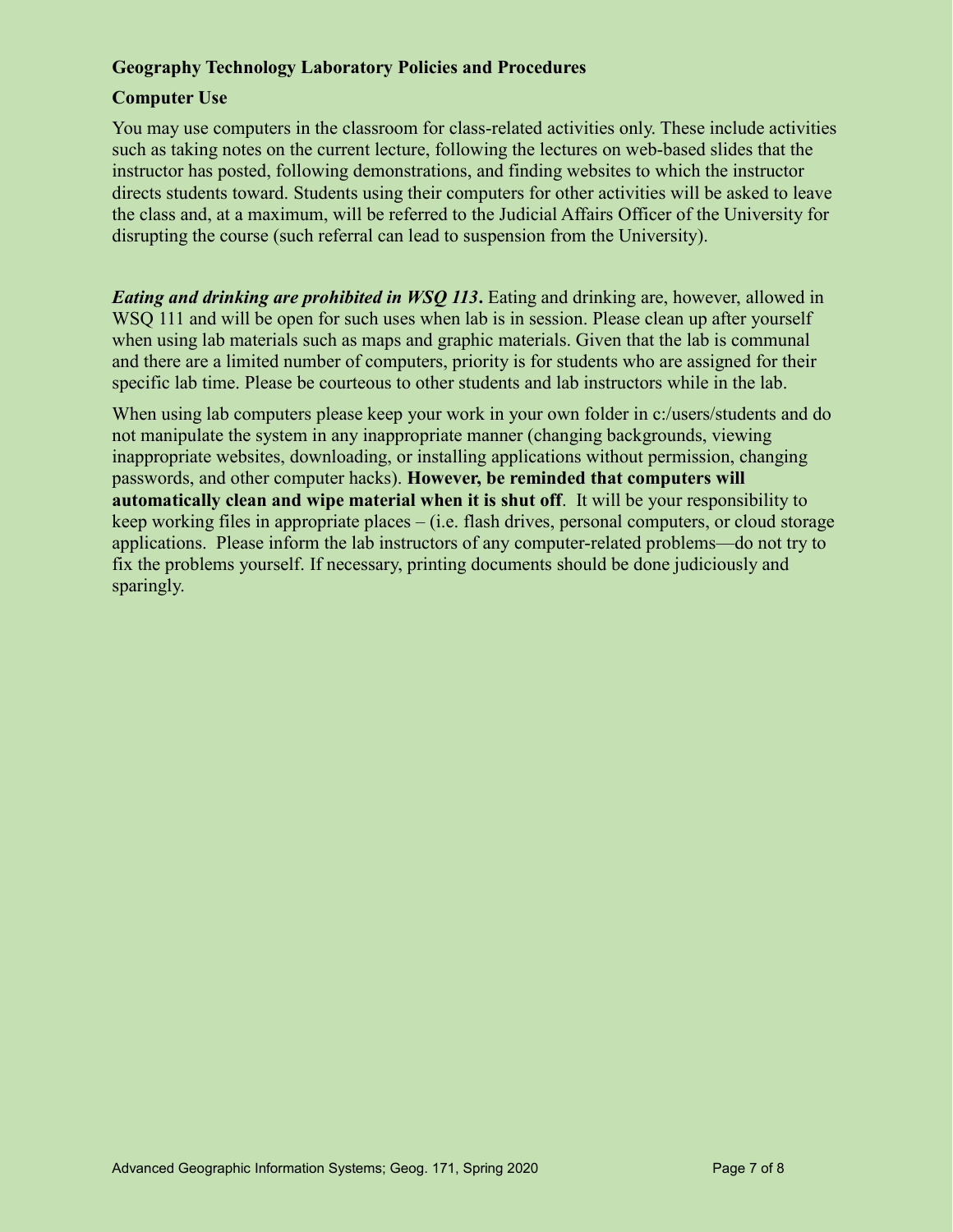### Geography Technology Laboratory Policies and Procedures

### Computer Use

You may use computers in the classroom for class-related activities only. These include activities such as taking notes on the current lecture, following the lectures on web-based slides that the instructor has posted, following demonstrations, and finding websites to which the instructor directs students toward. Students using their computers for other activities will be asked to leave the class and, at a maximum, will be referred to the Judicial Affairs Officer of the University for disrupting the course (such referral can lead to suspension from the University).

***Eating and drinking are prohibited in WSQ 113*.** Eating and drinking are, however, allowed in WSQ 111 and will be open for such uses when lab is in session. Please clean up after yourself when using lab materials such as maps and graphic materials. Given that the lab is communal and there are a limited number of computers, priority is for students who are assigned for their specific lab time. Please be courteous to other students and lab instructors while in the lab.

When using lab computers please keep your work in your own folder in c:/users/students and do not manipulate the system in any inappropriate manner (changing backgrounds, viewing inappropriate websites, downloading, or installing applications without permission, changing passwords, and other computer hacks). **However, be reminded that computers will automatically clean and wipe material when it is shut off**. It will be your responsibility to keep working files in appropriate places – (i.e. flash drives, personal computers, or cloud storage applications. Please inform the lab instructors of any computer-related problems—do not try to fix the problems yourself. If necessary, printing documents should be done judiciously and sparingly.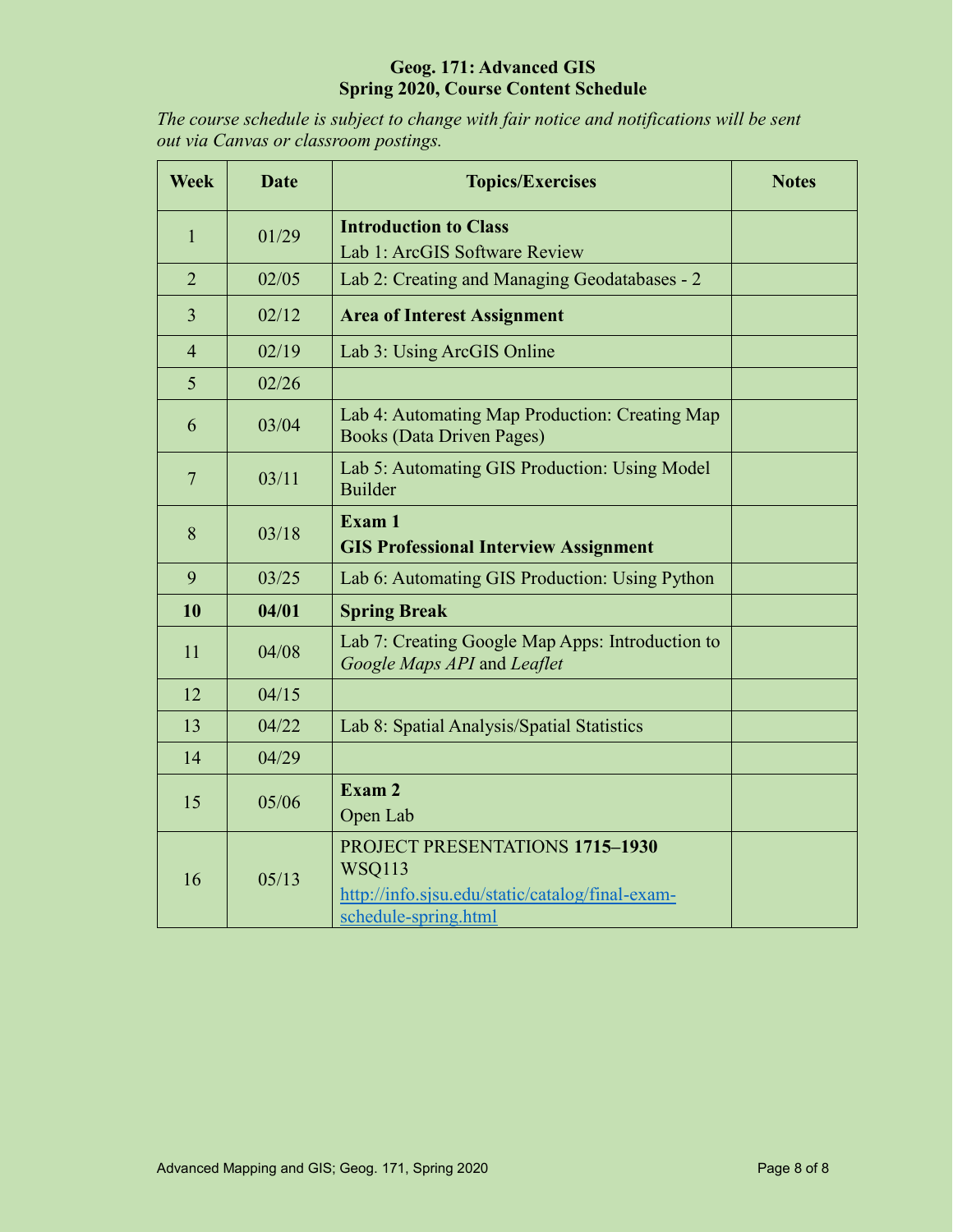**Geog. 171: Advanced GIS**
**Spring 2020, Course Content Schedule**

*The course schedule is subject to change with fair notice and notifications will be sent out via Canvas or classroom postings.*

| Week | Date | Topics/Exercises | Notes |
|---|---|---|---|
| 1 | 01/29 | **Introduction to Class**<br>Lab 1: ArcGIS Software Review | |
| 2 | 02/05 | Lab 2: Creating and Managing Geodatabases - 2 | |
| 3 | 02/12 | **Area of Interest Assignment** | |
| 4 | 02/19 | Lab 3: Using ArcGIS Online | |
| 5 | 02/26 | | |
| 6 | 03/04 | Lab 4: Automating Map Production: Creating Map Books (Data Driven Pages) | |
| 7 | 03/11 | Lab 5: Automating GIS Production: Using Model Builder | |
| 8 | 03/18 | **Exam 1**<br>**GIS Professional Interview Assignment** | |
| 9 | 03/25 | Lab 6: Automating GIS Production: Using Python | |
| **10** | **04/01** | **Spring Break** | |
| 11 | 04/08 | Lab 7: Creating Google Map Apps: Introduction to *Google Maps API* and *Leaflet* | |
| 12 | 04/15 | | |
| 13 | 04/22 | Lab 8: Spatial Analysis/Spatial Statistics | |
| 14 | 04/29 | | |
| 15 | 05/06 | **Exam 2**<br>Open Lab | |
| 16 | 05/13 | PROJECT PRESENTATIONS **1715–1930**<br>WSQ113<br>[http://info.sjsu.edu/static/catalog/final-exam-schedule-spring.html](http://info.sjsu.edu/static/catalog/final-exam-schedule-spring.html) | |